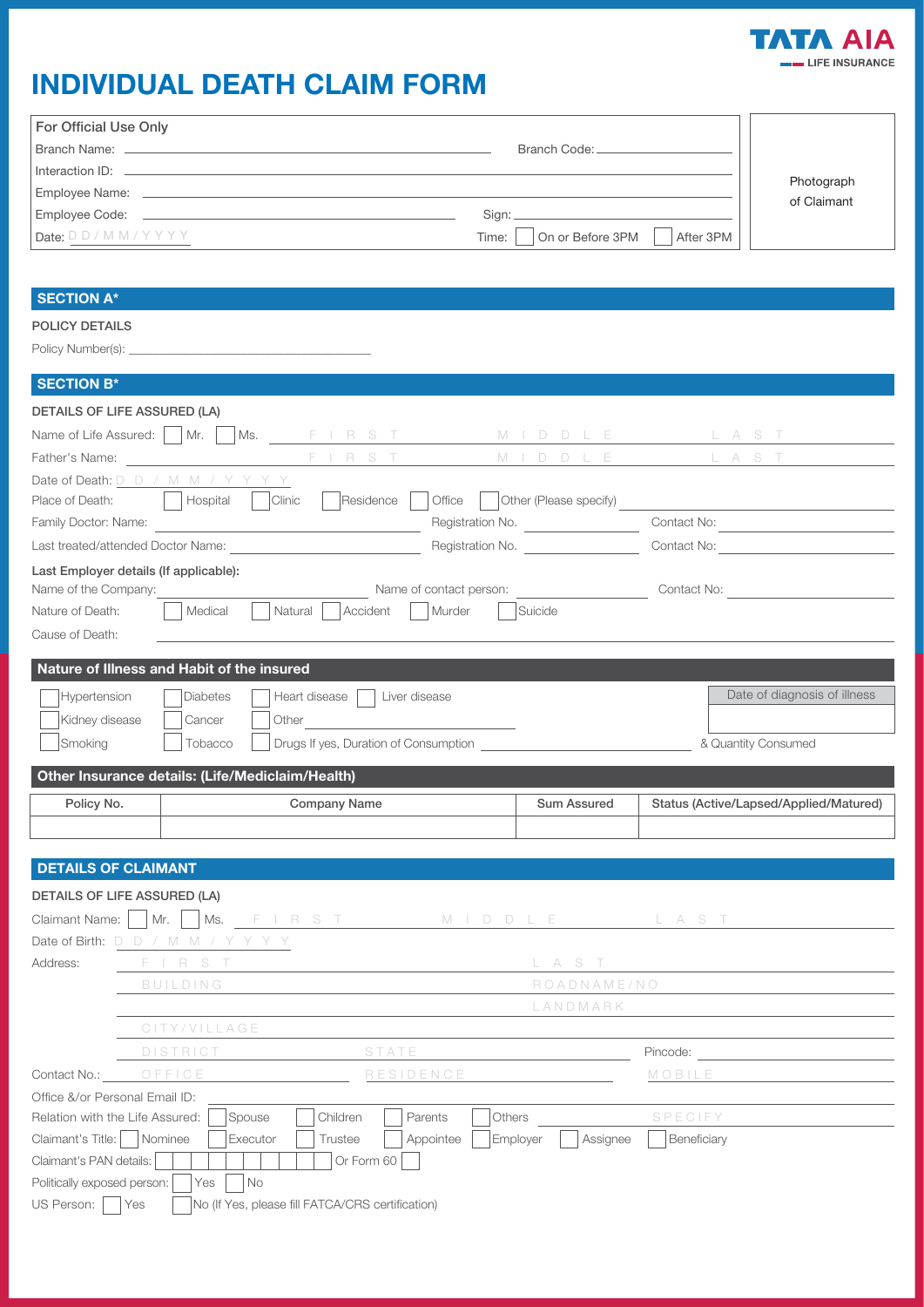TATA AIA LIFE INSURANCE

# INDIVIDUAL DEATH CLAIM FORM

| For Official Use Only | | Photograph of Claimant |
|---|---|---|
| Branch Name: | Branch Code: | |
| Interaction ID: | | |
| Employee Name: | | |
| Employee Code: | Sign: | |
| Date: DD/MM/YYYY | Time: ☐ On or Before 3PM ☐ After 3PM | |

## SECTION A*

**POLICY DETAILS**

Policy Number(s): ______________________

## SECTION B*

**DETAILS OF LIFE ASSURED (LA)**

Name of Life Assured: ☐ Mr. ☐ Ms. FIRST MIDDLE LAST

Father's Name: FIRST MIDDLE LAST

Date of Death: DD / MM / YYYY

Place of Death: ☐ Hospital ☐ Clinic ☐ Residence ☐ Office ☐ Other (Please specify) ______________

Family Doctor: Name: ______________ Registration No. ______________ Contact No: ______________

Last treated/attended Doctor Name: ______________ Registration No. ______________ Contact No: ______________

Last Employer details (If applicable):

Name of the Company: ______________ Name of contact person: ______________ Contact No: ______________

Nature of Death: ☐ Medical ☐ Natural ☐ Accident ☐ Murder ☐ Suicide

Cause of Death: ______________

### Nature of Illness and Habit of the insured

☐ Hypertension ☐ Diabetes ☐ Heart disease ☐ Liver disease

☐ Kidney disease ☐ Cancer ☐ Other ______________

☐ Smoking ☐ Tobacco ☐ Drugs If yes, Duration of Consumption ______________ & Quantity Consumed

Date of diagnosis of illness: ______________

### Other Insurance details: (Life/Mediclaim/Health)

| Policy No. | Company Name | Sum Assured | Status (Active/Lapsed/Applied/Matured) |
|---|---|---|---|
| | | | |

## DETAILS OF CLAIMANT

**DETAILS OF LIFE ASSURED (LA)**

Claimant Name: ☐ Mr. ☐ Ms. FIRST MIDDLE LAST

Date of Birth: DD / MM / YYYY

Address: FIRST LAST

BUILDING ROADNAME/NO

LANDMARK

CITY/VILLAGE

DISTRICT STATE Pincode: ______________

Contact No.: OFFICE RESIDENCE MOBILE

Office &/or Personal Email ID: ______________

Relation with the Life Assured: ☐ Spouse ☐ Children ☐ Parents ☐ Others ______________ SPECIFY

Claimant's Title: ☐ Nominee ☐ Executor ☐ Trustee ☐ Appointee ☐ Employer ☐ Assignee ☐ Beneficiary

Claimant's PAN details: ☐☐☐☐☐☐☐☐☐☐ Or Form 60 ☐

Politically exposed person: ☐ Yes ☐ No

US Person: ☐ Yes ☐ No (If Yes, please fill FATCA/CRS certification)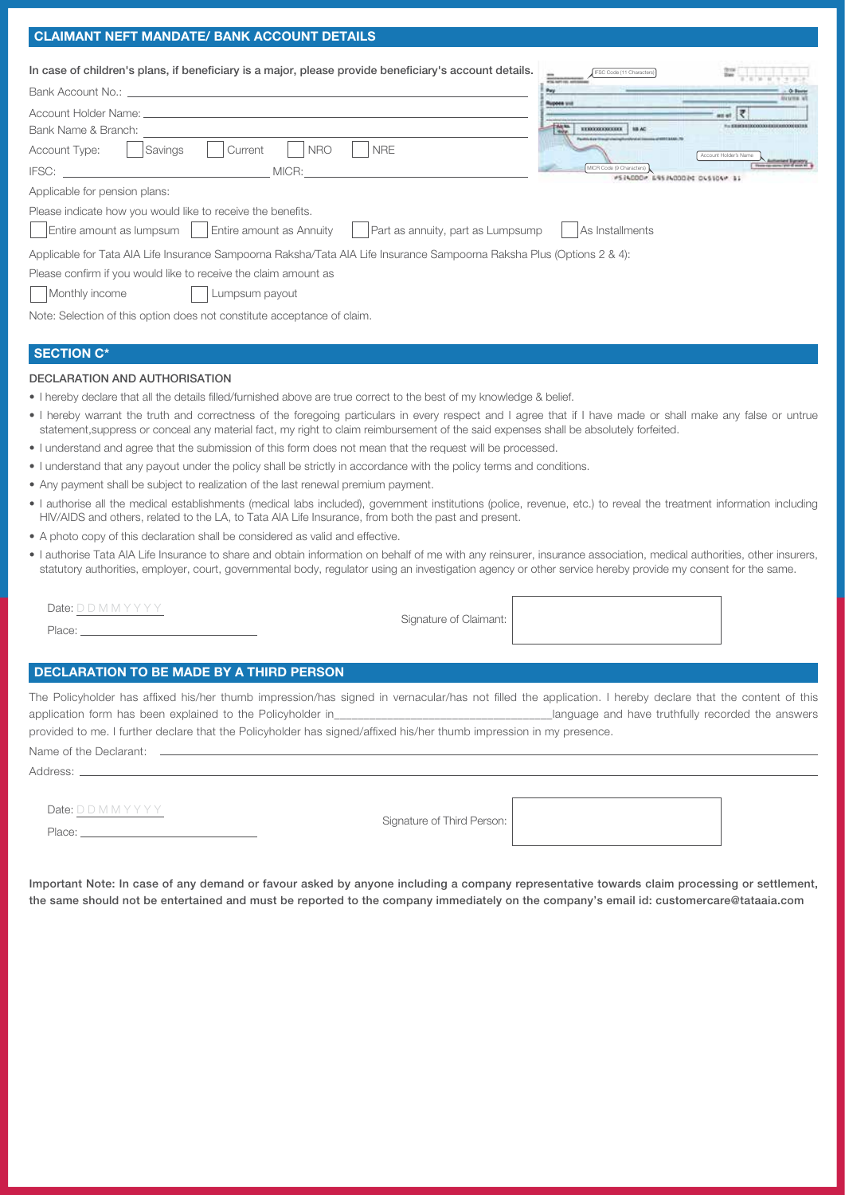## CLAIMANT NEFT MANDATE/ BANK ACCOUNT DETAILS

**In case of children's plans, if beneficiary is a major, please provide beneficiary's account details.**

Bank Account No.: \_\_\_\_\_\_\_\_\_\_\_\_\_\_\_\_\_\_\_\_\_\_\_\_\_\_\_\_\_\_

Account Holder Name: \_\_\_\_\_\_\_\_\_\_\_\_\_\_\_\_\_\_\_\_\_\_\_\_\_\_\_\_\_\_

Bank Name & Branch: \_\_\_\_\_\_\_\_\_\_\_\_\_\_\_\_\_\_\_\_\_\_\_\_\_\_\_\_\_\_

Account Type: ☐ Savings ☐ Current ☐ NRO ☐ NRE

IFSC: \_\_\_\_\_\_\_\_\_\_\_\_\_\_\_\_ MICR: \_\_\_\_\_\_\_\_\_\_\_\_\_\_\_\_

Applicable for pension plans:

Please indicate how you would like to receive the benefits.

☐ Entire amount as lumpsum ☐ Entire amount as Annuity ☐ Part as annuity, part as Lumpsump ☐ As Installments

Applicable for Tata AIA Life Insurance Sampoorna Raksha/Tata AIA Life Insurance Sampoorna Raksha Plus (Options 2 & 4):

Please confirm if you would like to receive the claim amount as

☐ Monthly income ☐ Lumpsum payout

Note: Selection of this option does not constitute acceptance of claim.

## SECTION C*

### DECLARATION AND AUTHORISATION

- I hereby declare that all the details filled/furnished above are true correct to the best of my knowledge & belief.
- I hereby warrant the truth and correctness of the foregoing particulars in every respect and I agree that if I have made or shall make any false or untrue statement,suppress or conceal any material fact, my right to claim reimbursement of the said expenses shall be absolutely forfeited.
- I understand and agree that the submission of this form does not mean that the request will be processed.
- I understand that any payout under the policy shall be strictly in accordance with the policy terms and conditions.
- Any payment shall be subject to realization of the last renewal premium payment.
- I authorise all the medical establishments (medical labs included), government institutions (police, revenue, etc.) to reveal the treatment information including HIV/AIDS and others, related to the LA, to Tata AIA Life Insurance, from both the past and present.
- A photo copy of this declaration shall be considered as valid and effective.
- I authorise Tata AIA Life Insurance to share and obtain information on behalf of me with any reinsurer, insurance association, medical authorities, other insurers, statutory authorities, employer, court, governmental body, regulator using an investigation agency or other service hereby provide my consent for the same.

Date: D D M M Y Y Y Y

Place: \_\_\_\_\_\_\_\_\_\_\_\_\_\_\_\_

Signature of Claimant:

## DECLARATION TO BE MADE BY A THIRD PERSON

The Policyholder has affixed his/her thumb impression/has signed in vernacular/has not filled the application. I hereby declare that the content of this application form has been explained to the Policyholder in\_\_\_\_\_\_\_\_\_\_\_\_\_\_\_\_\_\_\_\_language and have truthfully recorded the answers provided to me. I further declare that the Policyholder has signed/affixed his/her thumb impression in my presence.

Name of the Declarant: \_\_\_\_\_\_\_\_\_\_\_\_\_\_\_\_\_\_\_\_\_\_\_\_\_\_\_\_\_\_

Address: \_\_\_\_\_\_\_\_\_\_\_\_\_\_\_\_\_\_\_\_\_\_\_\_\_\_\_\_\_\_

Date: D D M M Y Y Y Y

Place: \_\_\_\_\_\_\_\_\_\_\_\_\_\_\_\_

Signature of Third Person:

**Important Note: In case of any demand or favour asked by anyone including a company representative towards claim processing or settlement, the same should not be entertained and must be reported to the company immediately on the company's email id: customercare@tataaia.com**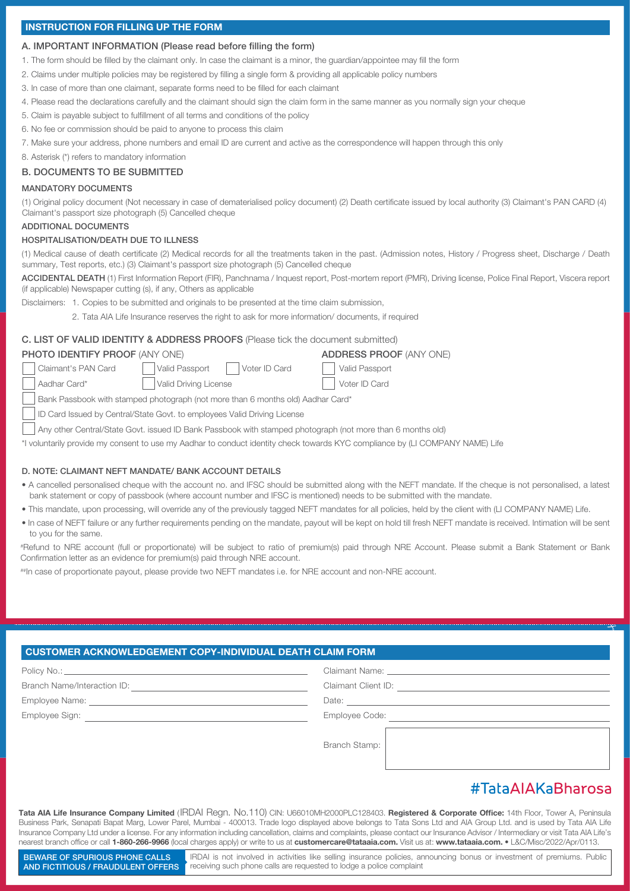## INSTRUCTION FOR FILLING UP THE FORM

### A. IMPORTANT INFORMATION (Please read before filling the form)

1. The form should be filled by the claimant only. In case the claimant is a minor, the guardian/appointee may fill the form
2. Claims under multiple policies may be registered by filling a single form & providing all applicable policy numbers
3. In case of more than one claimant, separate forms need to be filled for each claimant
4. Please read the declarations carefully and the claimant should sign the claim form in the same manner as you normally sign your cheque
5. Claim is payable subject to fulfillment of all terms and conditions of the policy
6. No fee or commission should be paid to anyone to process this claim
7. Make sure your address, phone numbers and email ID are current and active as the correspondence will happen through this only
8. Asterisk (*) refers to mandatory information

### B. DOCUMENTS TO BE SUBMITTED

**MANDATORY DOCUMENTS**

(1) Original policy document (Not necessary in case of dematerialised policy document) (2) Death certificate issued by local authority (3) Claimant's PAN CARD (4) Claimant's passport size photograph (5) Cancelled cheque

**ADDITIONAL DOCUMENTS**

**HOSPITALISATION/DEATH DUE TO ILLNESS**

(1) Medical cause of death certificate (2) Medical records for all the treatments taken in the past. (Admission notes, History / Progress sheet, Discharge / Death summary, Test reports, etc.) (3) Claimant's passport size photograph (5) Cancelled cheque

**ACCIDENTAL DEATH** (1) First Information Report (FIR), Panchnama / Inquest report, Post-mortem report (PMR), Driving license, Police Final Report, Viscera report (if applicable) Newspaper cutting (s), if any, Others as applicable

Disclaimers: 1. Copies to be submitted and originals to be presented at the time claim submission,

2. Tata AIA Life Insurance reserves the right to ask for more information/ documents, if required

### C. LIST OF VALID IDENTITY & ADDRESS PROOFS (Please tick the document submitted)

**PHOTO IDENTIFY PROOF** (ANY ONE)

- ☐ Claimant's PAN Card
- ☐ Valid Passport
- ☐ Voter ID Card
- ☐ Aadhar Card*
- ☐ Valid Driving License
- ☐ Bank Passbook with stamped photograph (not more than 6 months old) Aadhar Card*
- ☐ ID Card Issued by Central/State Govt. to employees Valid Driving License
- ☐ Any other Central/State Govt. issued ID Bank Passbook with stamped photograph (not more than 6 months old)

**ADDRESS PROOF** (ANY ONE)

- ☐ Valid Passport
- ☐ Voter ID Card

*I voluntarily provide my consent to use my Aadhar to conduct identity check towards KYC compliance by (LI COMPANY NAME) Life

### D. NOTE: CLAIMANT NEFT MANDATE/ BANK ACCOUNT DETAILS

- A cancelled personalised cheque with the account no. and IFSC should be submitted along with the NEFT mandate. If the cheque is not personalised, a latest bank statement or copy of passbook (where account number and IFSC is mentioned) needs to be submitted with the mandate.
- This mandate, upon processing, will override any of the previously tagged NEFT mandates for all policies, held by the client with (LI COMPANY NAME) Life.
- In case of NEFT failure or any further requirements pending on the mandate, payout will be kept on hold till fresh NEFT mandate is received. Intimation will be sent to you for the same.

#Refund to NRE account (full or proportionate) will be subject to ratio of premium(s) paid through NRE Account. Please submit a Bank Statement or Bank Confirmation letter as an evidence for premium(s) paid through NRE account.

##In case of proportionate payout, please provide two NEFT mandates i.e. for NRE account and non-NRE account.

---

## CUSTOMER ACKNOWLEDGEMENT COPY-INDIVIDUAL DEATH CLAIM FORM

Policy No.: ____________________

Branch Name/Interaction ID: ____________________

Employee Name: ____________________

Employee Sign: ____________________

Claimant Name: ____________________

Claimant Client ID: ____________________

Date: ____________________

Employee Code: ____________________

Branch Stamp:

#TataAIAKaBharosa

**Tata AIA Life Insurance Company Limited** (IRDAI Regn. No.110) CIN: U66010MH2000PLC128403. **Registered & Corporate Office:** 14th Floor, Tower A, Peninsula Business Park, Senapati Bapat Marg, Lower Parel, Mumbai - 400013. Trade logo displayed above belongs to Tata Sons Ltd and AIA Group Ltd. and is used by Tata AIA Life Insurance Company Ltd under a license. For any information including cancellation, claims and complaints, please contact our Insurance Advisor / Intermediary or visit Tata AIA Life's nearest branch office or call **1-860-266-9966** (local charges apply) or write to us at **customercare@tataaia.com.** Visit us at: **www.tataaia.com.** • L&C/Misc/2022/Apr/0113.

**BEWARE OF SPURIOUS PHONE CALLS AND FICTITIOUS / FRAUDULENT OFFERS** IRDAI is not involved in activities like selling insurance policies, announcing bonus or investment of premiums. Public receiving such phone calls are requested to lodge a police complaint